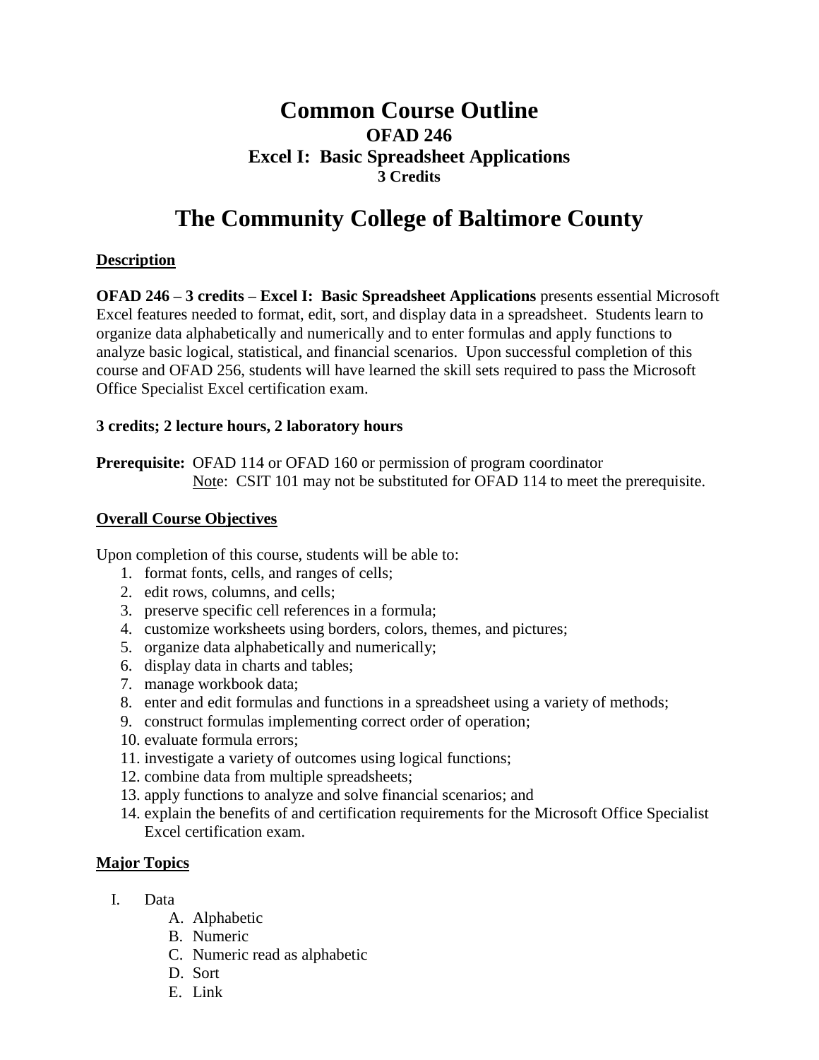# Common Course Outline

## OFAD 246

## Excel I: Basic Spreadsheet Applications

### 3 Credits

# The Community College of Baltimore County

## Description

**OFAD 246 – 3 credits – Excel I: Basic Spreadsheet Applications** presents essential Microsoft Excel features needed to format, edit, sort, and display data in a spreadsheet. Students learn to organize data alphabetically and numerically and to enter formulas and apply functions to analyze basic logical, statistical, and financial scenarios. Upon successful completion of this course and OFAD 256, students will have learned the skill sets required to pass the Microsoft Office Specialist Excel certification exam.

**3 credits; 2 lecture hours, 2 laboratory hours**

**Prerequisite:** OFAD 114 or OFAD 160 or permission of program coordinator
Note: CSIT 101 may not be substituted for OFAD 114 to meet the prerequisite.

## Overall Course Objectives

Upon completion of this course, students will be able to:

1. format fonts, cells, and ranges of cells;
2. edit rows, columns, and cells;
3. preserve specific cell references in a formula;
4. customize worksheets using borders, colors, themes, and pictures;
5. organize data alphabetically and numerically;
6. display data in charts and tables;
7. manage workbook data;
8. enter and edit formulas and functions in a spreadsheet using a variety of methods;
9. construct formulas implementing correct order of operation;
10. evaluate formula errors;
11. investigate a variety of outcomes using logical functions;
12. combine data from multiple spreadsheets;
13. apply functions to analyze and solve financial scenarios; and
14. explain the benefits of and certification requirements for the Microsoft Office Specialist Excel certification exam.

## Major Topics

I. Data
   A. Alphabetic
   B. Numeric
   C. Numeric read as alphabetic
   D. Sort
   E. Link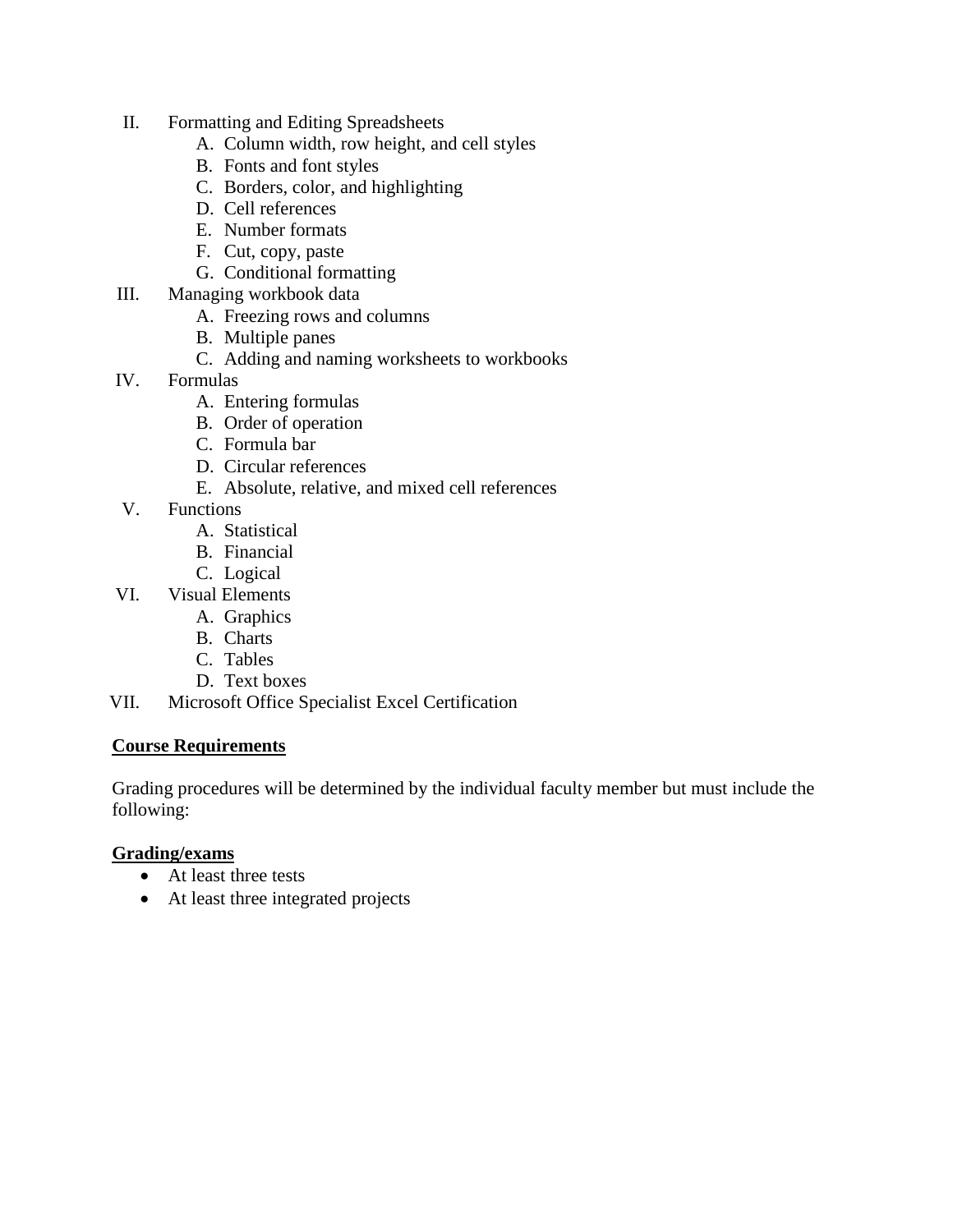II. Formatting and Editing Spreadsheets
    A. Column width, row height, and cell styles
    B. Fonts and font styles
    C. Borders, color, and highlighting
    D. Cell references
    E. Number formats
    F. Cut, copy, paste
    G. Conditional formatting

III. Managing workbook data
    A. Freezing rows and columns
    B. Multiple panes
    C. Adding and naming worksheets to workbooks

IV. Formulas
    A. Entering formulas
    B. Order of operation
    C. Formula bar
    D. Circular references
    E. Absolute, relative, and mixed cell references

V. Functions
    A. Statistical
    B. Financial
    C. Logical

VI. Visual Elements
    A. Graphics
    B. Charts
    C. Tables
    D. Text boxes

VII. Microsoft Office Specialist Excel Certification

**Course Requirements**

Grading procedures will be determined by the individual faculty member but must include the following:

**Grading/exams**

- At least three tests
- At least three integrated projects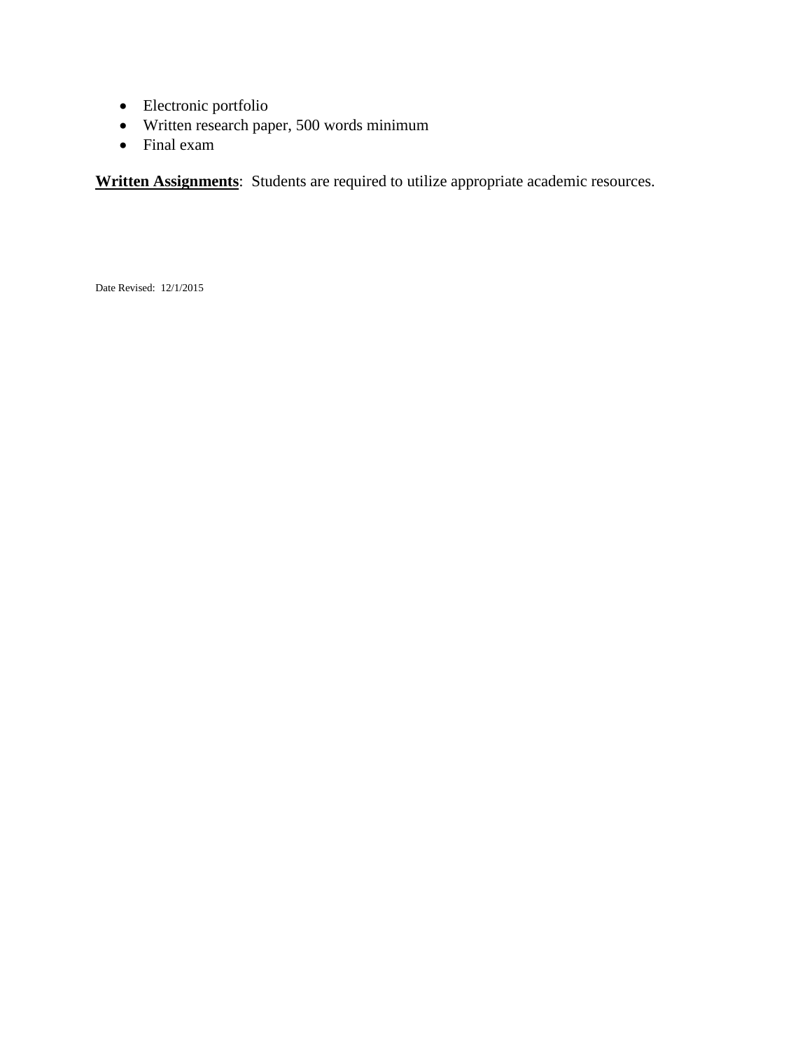- Electronic portfolio
- Written research paper, 500 words minimum
- Final exam

**Written Assignments**: Students are required to utilize appropriate academic resources.

Date Revised: 12/1/2015